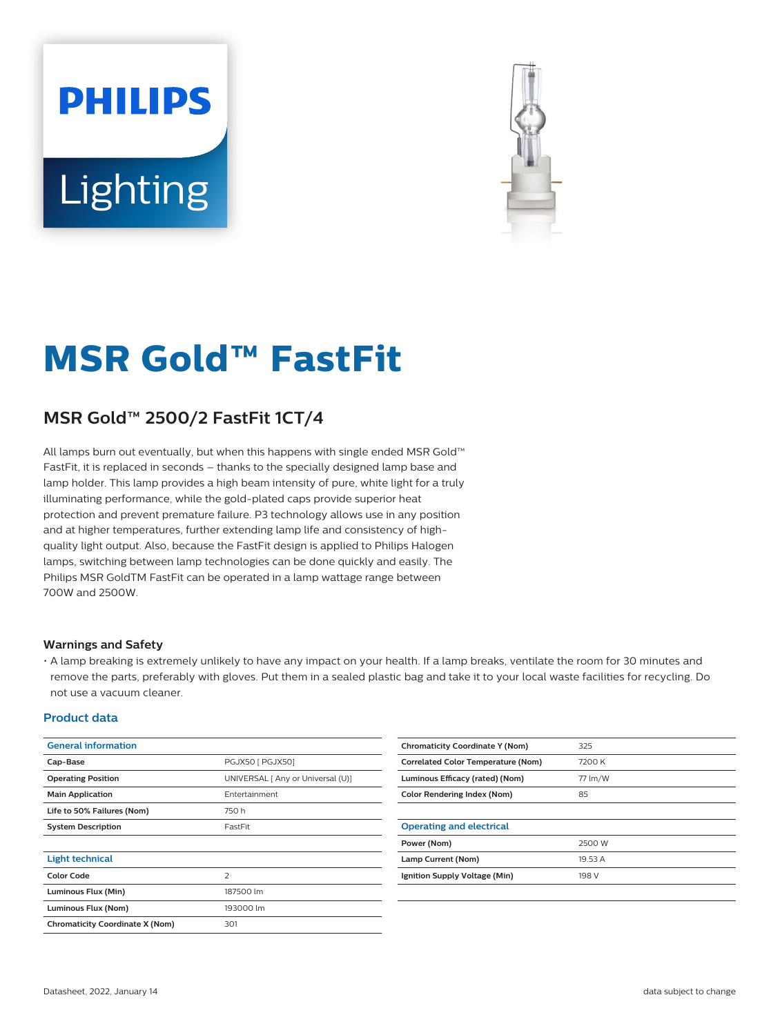# MSR Gold™ FastFit

## MSR Gold™ 2500/2 FastFit 1CT/4

All lamps burn out eventually, but when this happens with single ended MSR Gold™ FastFit, it is replaced in seconds – thanks to the specially designed lamp base and lamp holder. This lamp provides a high beam intensity of pure, white light for a truly illuminating performance, while the gold-plated caps provide superior heat protection and prevent premature failure. P3 technology allows use in any position and at higher temperatures, further extending lamp life and consistency of high-quality light output. Also, because the FastFit design is applied to Philips Halogen lamps, switching between lamp technologies can be done quickly and easily. The Philips MSR GoldTM FastFit can be operated in a lamp wattage range between 700W and 2500W.

### Warnings and Safety

- A lamp breaking is extremely unlikely to have any impact on your health. If a lamp breaks, ventilate the room for 30 minutes and remove the parts, preferably with gloves. Put them in a sealed plastic bag and take it to your local waste facilities for recycling. Do not use a vacuum cleaner.

### Product data

| General information | |
|---|---|
| **Cap-Base** | PGJX50 [ PGJX50] |
| **Operating Position** | UNIVERSAL [ Any or Universal (U)] |
| **Main Application** | Entertainment |
| **Life to 50% Failures (Nom)** | 750 h |
| **System Description** | FastFit |

| Light technical | |
|---|---|
| **Color Code** | 2 |
| **Luminous Flux (Min)** | 187500 lm |
| **Luminous Flux (Nom)** | 193000 lm |
| **Chromaticity Coordinate X (Nom)** | 301 |
| **Chromaticity Coordinate Y (Nom)** | 325 |
| **Correlated Color Temperature (Nom)** | 7200 K |
| **Luminous Efficacy (rated) (Nom)** | 77 lm/W |
| **Color Rendering Index (Nom)** | 85 |

| Operating and electrical | |
|---|---|
| **Power (Nom)** | 2500 W |
| **Lamp Current (Nom)** | 19.53 A |
| **Ignition Supply Voltage (Min)** | 198 V |

Datasheet, 2022, January 14

data subject to change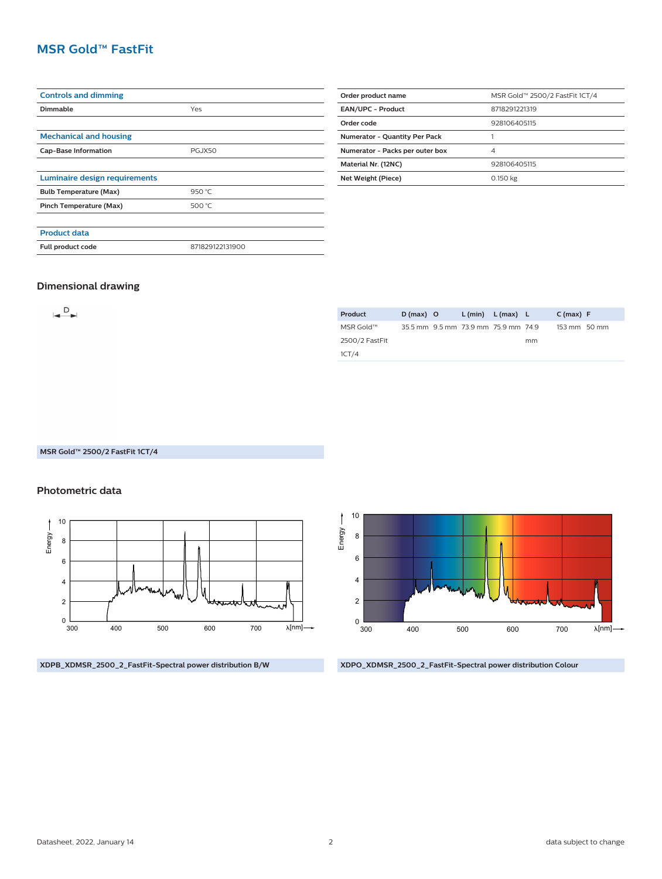# MSR Gold™ FastFit

| Controls and dimming | |
|---|---|
| Dimmable | Yes |

| Mechanical and housing | |
|---|---|
| Cap-Base Information | PGJX50 |

| Luminaire design requirements | |
|---|---|
| Bulb Temperature (Max) | 950 °C |
| Pinch Temperature (Max) | 500 °C |

| Product data | |
|---|---|
| Full product code | 871829122131900 |

| | |
|---|---|
| Order product name | MSR Gold™ 2500/2 FastFit 1CT/4 |
| EAN/UPC - Product | 8718291221319 |
| Order code | 928106405115 |
| Numerator - Quantity Per Pack | 1 |
| Numerator - Packs per outer box | 4 |
| Material Nr. (12NC) | 928106405115 |
| Net Weight (Piece) | 0.150 kg |

## Dimensional drawing

D

MSR Gold™ 2500/2 FastFit 1CT/4

| Product | D (max) | O | L (min) | L (max) | L | C (max) | F |
|---|---|---|---|---|---|---|---|
| MSR Gold™ 2500/2 FastFit 1CT/4 | 35.5 mm | 9.5 mm | 73.9 mm | 75.9 mm | 74.9 mm | 153 mm | 50 mm |

## Photometric data

XDPB_XDMSR_2500_2_FastFit-Spectral power distribution B/W

XDPO_XDMSR_2500_2_FastFit-Spectral power distribution Colour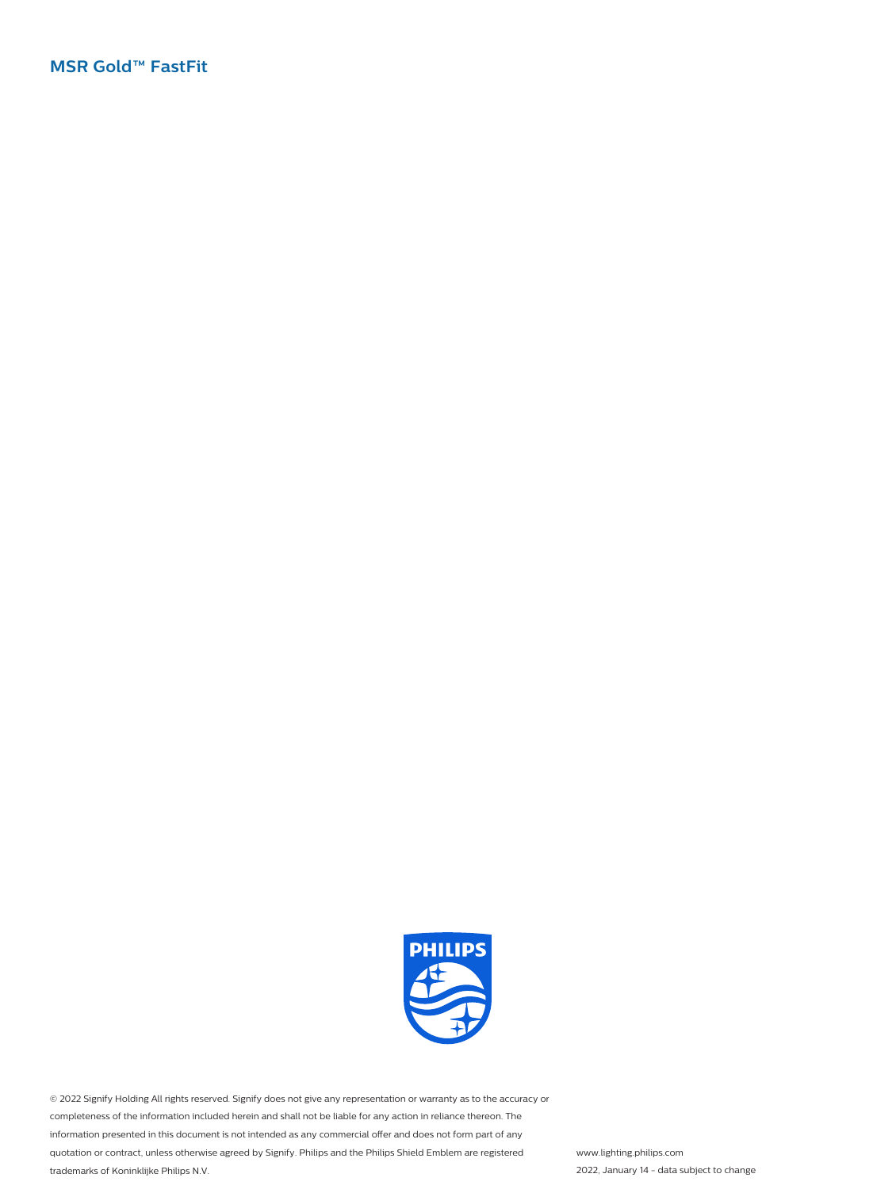© 2022 Signify Holding All rights reserved. Signify does not give any representation or warranty as to the accuracy or completeness of the information included herein and shall not be liable for any action in reliance thereon. The information presented in this document is not intended as any commercial offer and does not form part of any quotation or contract, unless otherwise agreed by Signify. Philips and the Philips Shield Emblem are registered trademarks of Koninklijke Philips N.V.

www.lighting.philips.com

2022, January 14 - data subject to change